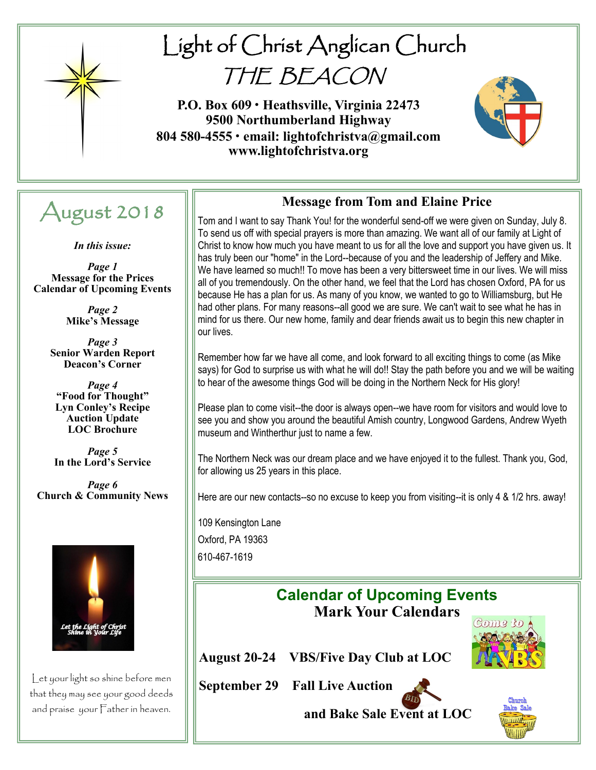# Light of Christ Anglican Church

## THE BEACON

**P.O. Box 609 • Heathsville, Virginia 22473**
**9500 Northumberland Highway**
**804 580-4555 • email: lightofchristva@gmail.com**
**www.lightofchristva.org**

## August 2018

***In this issue:***

***Page 1***
**Message for the Prices**
**Calendar of Upcoming Events**

***Page 2***
**Mike's Message**

***Page 3***
**Senior Warden Report**
**Deacon's Corner**

***Page 4***
**"Food for Thought"**
**Lyn Conley's Recipe**
**Auction Update**
**LOC Brochure**

***Page 5***
**In the Lord's Service**

***Page 6***
**Church & Community News**

Let the Light of Christ Shine in Your Life

Let your light so shine before men that they may see your good deeds and praise your Father in heaven.

## Message from Tom and Elaine Price

Tom and I want to say Thank You! for the wonderful send-off we were given on Sunday, July 8. To send us off with special prayers is more than amazing. We want all of our family at Light of Christ to know how much you have meant to us for all the love and support you have given us. It has truly been our "home" in the Lord--because of you and the leadership of Jeffery and Mike. We have learned so much!! To move has been a very bittersweet time in our lives. We will miss all of you tremendously. On the other hand, we feel that the Lord has chosen Oxford, PA for us because He has a plan for us. As many of you know, we wanted to go to Williamsburg, but He had other plans. For many reasons--all good we are sure. We can't wait to see what he has in mind for us there. Our new home, family and dear friends await us to begin this new chapter in our lives.

Remember how far we have all come, and look forward to all exciting things to come (as Mike says) for God to surprise us with what he will do!! Stay the path before you and we will be waiting to hear of the awesome things God will be doing in the Northern Neck for His glory!

Please plan to come visit--the door is always open--we have room for visitors and would love to see you and show you around the beautiful Amish country, Longwood Gardens, Andrew Wyeth museum and Wintherthur just to name a few.

The Northern Neck was our dream place and we have enjoyed it to the fullest. Thank you, God, for allowing us 25 years in this place.

Here are our new contacts--so no excuse to keep you from visiting--it is only 4 & 1/2 hrs. away!

109 Kensington Lane
Oxford, PA 19363
610-467-1619

## Calendar of Upcoming Events

### Mark Your Calendars

**August 20-24 VBS/Five Day Club at LOC**

**September 29 Fall Live Auction and Bake Sale Event at LOC**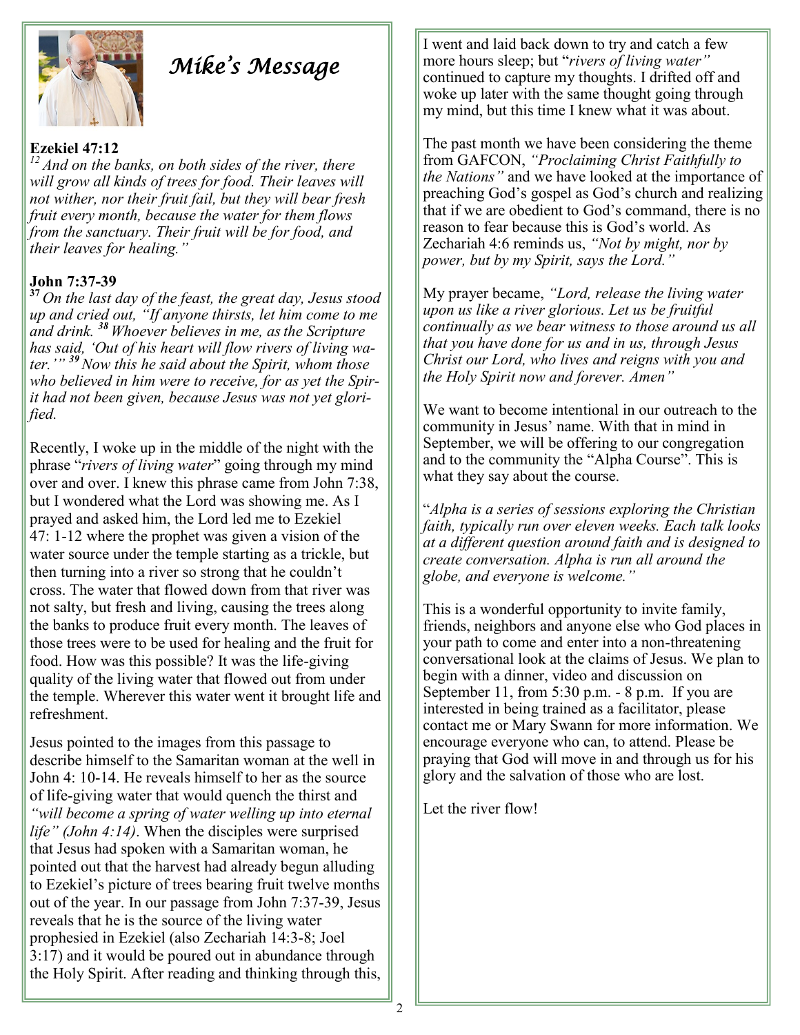# *Mike's Message*

**Ezekiel 47:12**

*[12] And on the banks, on both sides of the river, there will grow all kinds of trees for food. Their leaves will not wither, nor their fruit fail, but they will bear fresh fruit every month, because the water for them flows from the sanctuary. Their fruit will be for food, and their leaves for healing."*

**John 7:37-39**

*[37] On the last day of the feast, the great day, Jesus stood up and cried out, "If anyone thirsts, let him come to me and drink. [38] Whoever believes in me, as the Scripture has said, 'Out of his heart will flow rivers of living water.'" [39] Now this he said about the Spirit, whom those who believed in him were to receive, for as yet the Spirit had not been given, because Jesus was not yet glorified.*

Recently, I woke up in the middle of the night with the phrase "*rivers of living water*" going through my mind over and over. I knew this phrase came from John 7:38, but I wondered what the Lord was showing me. As I prayed and asked him, the Lord led me to Ezekiel 47: 1-12 where the prophet was given a vision of the water source under the temple starting as a trickle, but then turning into a river so strong that he couldn't cross. The water that flowed down from that river was not salty, but fresh and living, causing the trees along the banks to produce fruit every month. The leaves of those trees were to be used for healing and the fruit for food. How was this possible? It was the life-giving quality of the living water that flowed out from under the temple. Wherever this water went it brought life and refreshment.

Jesus pointed to the images from this passage to describe himself to the Samaritan woman at the well in John 4: 10-14. He reveals himself to her as the source of life-giving water that would quench the thirst and *"will become a spring of water welling up into eternal life" (John 4:14)*. When the disciples were surprised that Jesus had spoken with a Samaritan woman, he pointed out that the harvest had already begun alluding to Ezekiel's picture of trees bearing fruit twelve months out of the year. In our passage from John 7:37-39, Jesus reveals that he is the source of the living water prophesied in Ezekiel (also Zechariah 14:3-8; Joel 3:17) and it would be poured out in abundance through the Holy Spirit. After reading and thinking through this, I went and laid back down to try and catch a few more hours sleep; but "*rivers of living water"* continued to capture my thoughts. I drifted off and woke up later with the same thought going through my mind, but this time I knew what it was about.

The past month we have been considering the theme from GAFCON, *"Proclaiming Christ Faithfully to the Nations"* and we have looked at the importance of preaching God's gospel as God's church and realizing that if we are obedient to God's command, there is no reason to fear because this is God's world. As Zechariah 4:6 reminds us, *"Not by might, nor by power, but by my Spirit, says the Lord."*

My prayer became, *"Lord, release the living water upon us like a river glorious. Let us be fruitful continually as we bear witness to those around us all that you have done for us and in us, through Jesus Christ our Lord, who lives and reigns with you and the Holy Spirit now and forever. Amen"*

We want to become intentional in our outreach to the community in Jesus' name. With that in mind in September, we will be offering to our congregation and to the community the "Alpha Course". This is what they say about the course.

"*Alpha is a series of sessions exploring the Christian faith, typically run over eleven weeks. Each talk looks at a different question around faith and is designed to create conversation. Alpha is run all around the globe, and everyone is welcome."*

This is a wonderful opportunity to invite family, friends, neighbors and anyone else who God places in your path to come and enter into a non-threatening conversational look at the claims of Jesus. We plan to begin with a dinner, video and discussion on September 11, from 5:30 p.m. - 8 p.m. If you are interested in being trained as a facilitator, please contact me or Mary Swann for more information. We encourage everyone who can, to attend. Please be praying that God will move in and through us for his glory and the salvation of those who are lost.

Let the river flow!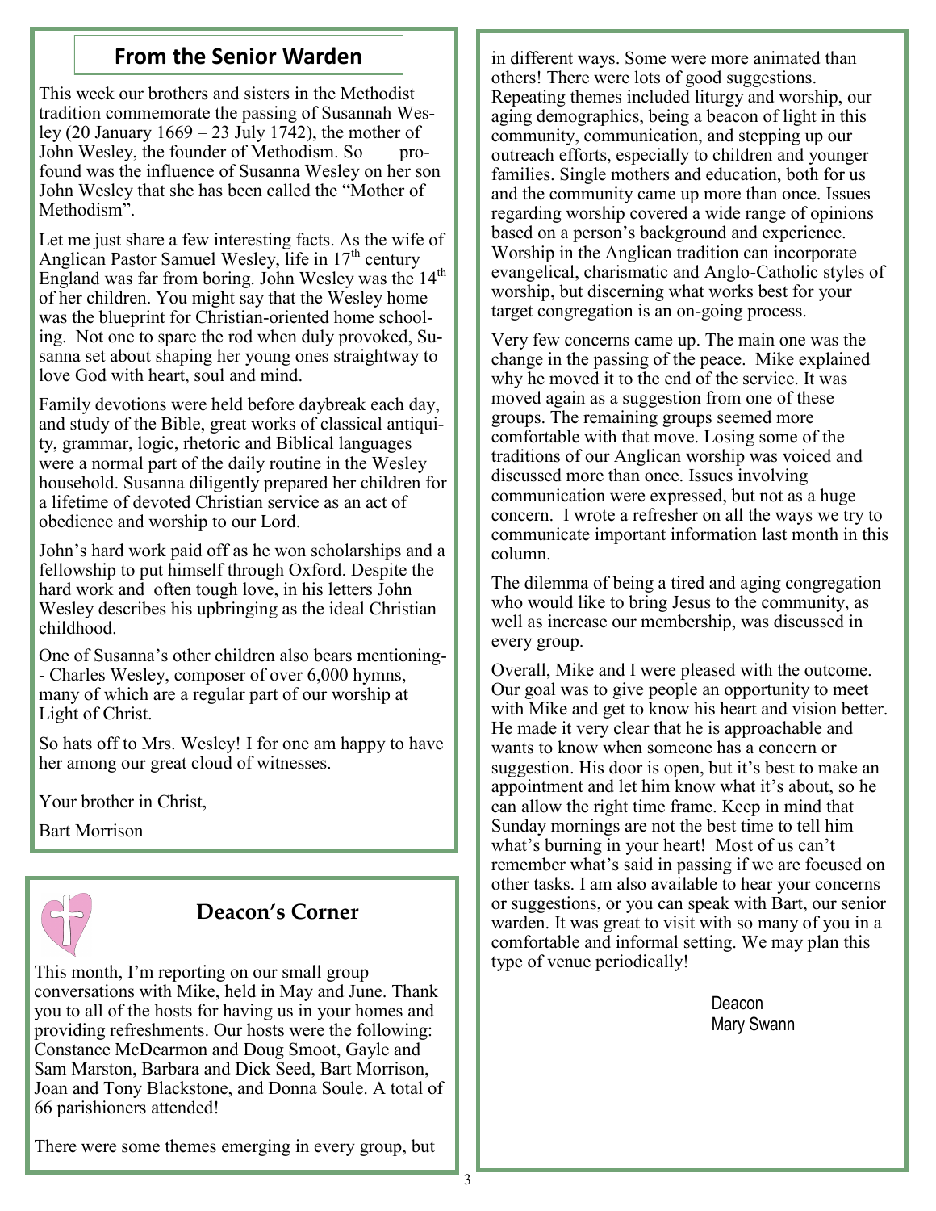## From the Senior Warden

This week our brothers and sisters in the Methodist tradition commemorate the passing of Susannah Wesley (20 January 1669 – 23 July 1742), the mother of John Wesley, the founder of Methodism. So profound was the influence of Susanna Wesley on her son John Wesley that she has been called the "Mother of Methodism".

Let me just share a few interesting facts. As the wife of Anglican Pastor Samuel Wesley, life in 17th century England was far from boring. John Wesley was the 14th of her children. You might say that the Wesley home was the blueprint for Christian-oriented home schooling. Not one to spare the rod when duly provoked, Susanna set about shaping her young ones straightway to love God with heart, soul and mind.

Family devotions were held before daybreak each day, and study of the Bible, great works of classical antiquity, grammar, logic, rhetoric and Biblical languages were a normal part of the daily routine in the Wesley household. Susanna diligently prepared her children for a lifetime of devoted Christian service as an act of obedience and worship to our Lord.

John's hard work paid off as he won scholarships and a fellowship to put himself through Oxford. Despite the hard work and often tough love, in his letters John Wesley describes his upbringing as the ideal Christian childhood.

One of Susanna's other children also bears mentioning-- Charles Wesley, composer of over 6,000 hymns, many of which are a regular part of our worship at Light of Christ.

So hats off to Mrs. Wesley! I for one am happy to have her among our great cloud of witnesses.

Your brother in Christ,

Bart Morrison

## Deacon's Corner

This month, I'm reporting on our small group conversations with Mike, held in May and June. Thank you to all of the hosts for having us in your homes and providing refreshments. Our hosts were the following: Constance McDearmon and Doug Smoot, Gayle and Sam Marston, Barbara and Dick Seed, Bart Morrison, Joan and Tony Blackstone, and Donna Soule. A total of 66 parishioners attended!

There were some themes emerging in every group, but in different ways. Some were more animated than others! There were lots of good suggestions. Repeating themes included liturgy and worship, our aging demographics, being a beacon of light in this community, communication, and stepping up our outreach efforts, especially to children and younger families. Single mothers and education, both for us and the community came up more than once. Issues regarding worship covered a wide range of opinions based on a person's background and experience. Worship in the Anglican tradition can incorporate evangelical, charismatic and Anglo-Catholic styles of worship, but discerning what works best for your target congregation is an on-going process.

Very few concerns came up. The main one was the change in the passing of the peace. Mike explained why he moved it to the end of the service. It was moved again as a suggestion from one of these groups. The remaining groups seemed more comfortable with that move. Losing some of the traditions of our Anglican worship was voiced and discussed more than once. Issues involving communication were expressed, but not as a huge concern. I wrote a refresher on all the ways we try to communicate important information last month in this column.

The dilemma of being a tired and aging congregation who would like to bring Jesus to the community, as well as increase our membership, was discussed in every group.

Overall, Mike and I were pleased with the outcome. Our goal was to give people an opportunity to meet with Mike and get to know his heart and vision better. He made it very clear that he is approachable and wants to know when someone has a concern or suggestion. His door is open, but it's best to make an appointment and let him know what it's about, so he can allow the right time frame. Keep in mind that Sunday mornings are not the best time to tell him what's burning in your heart! Most of us can't remember what's said in passing if we are focused on other tasks. I am also available to hear your concerns or suggestions, or you can speak with Bart, our senior warden. It was great to visit with so many of you in a comfortable and informal setting. We may plan this type of venue periodically!

Deacon
Mary Swann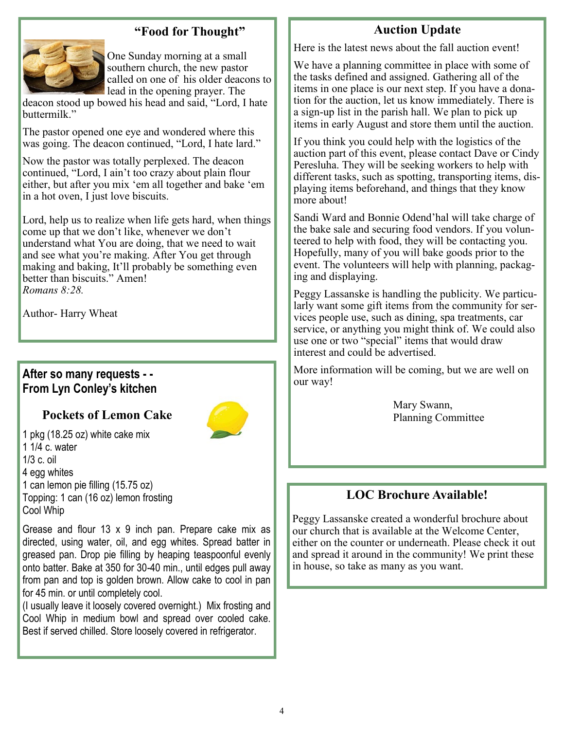## "Food for Thought"

One Sunday morning at a small southern church, the new pastor called on one of his older deacons to lead in the opening prayer. The deacon stood up bowed his head and said, "Lord, I hate buttermilk."

The pastor opened one eye and wondered where this was going. The deacon continued, "Lord, I hate lard."

Now the pastor was totally perplexed. The deacon continued, "Lord, I ain't too crazy about plain flour either, but after you mix 'em all together and bake 'em in a hot oven, I just love biscuits.

Lord, help us to realize when life gets hard, when things come up that we don't like, whenever we don't understand what You are doing, that we need to wait and see what you're making. After You get through making and baking, It'll probably be something even better than biscuits." Amen!
*Romans 8:28.*

Author- Harry Wheat

**After so many requests - -**
**From Lyn Conley's kitchen**

### Pockets of Lemon Cake

1 pkg (18.25 oz) white cake mix
1 1/4 c. water
1/3 c. oil
4 egg whites
1 can lemon pie filling (15.75 oz)
Topping: 1 can (16 oz) lemon frosting
Cool Whip

Grease and flour 13 x 9 inch pan. Prepare cake mix as directed, using water, oil, and egg whites. Spread batter in greased pan. Drop pie filling by heaping teaspoonful evenly onto batter. Bake at 350 for 30-40 min., until edges pull away from pan and top is golden brown. Allow cake to cool in pan for 45 min. or until completely cool.
(I usually leave it loosely covered overnight.) Mix frosting and Cool Whip in medium bowl and spread over cooled cake. Best if served chilled. Store loosely covered in refrigerator.

## Auction Update

Here is the latest news about the fall auction event!

We have a planning committee in place with some of the tasks defined and assigned. Gathering all of the items in one place is our next step. If you have a donation for the auction, let us know immediately. There is a sign-up list in the parish hall. We plan to pick up items in early August and store them until the auction.

If you think you could help with the logistics of the auction part of this event, please contact Dave or Cindy Peresluha. They will be seeking workers to help with different tasks, such as spotting, transporting items, displaying items beforehand, and things that they know more about!

Sandi Ward and Bonnie Odend'hal will take charge of the bake sale and securing food vendors. If you volunteered to help with food, they will be contacting you. Hopefully, many of you will bake goods prior to the event. The volunteers will help with planning, packaging and displaying.

Peggy Lassanske is handling the publicity. We particularly want some gift items from the community for services people use, such as dining, spa treatments, car service, or anything you might think of. We could also use one or two "special" items that would draw interest and could be advertised.

More information will be coming, but we are well on our way!

Mary Swann,
Planning Committee

## LOC Brochure Available!

Peggy Lassanske created a wonderful brochure about our church that is available at the Welcome Center, either on the counter or underneath. Please check it out and spread it around in the community! We print these in house, so take as many as you want.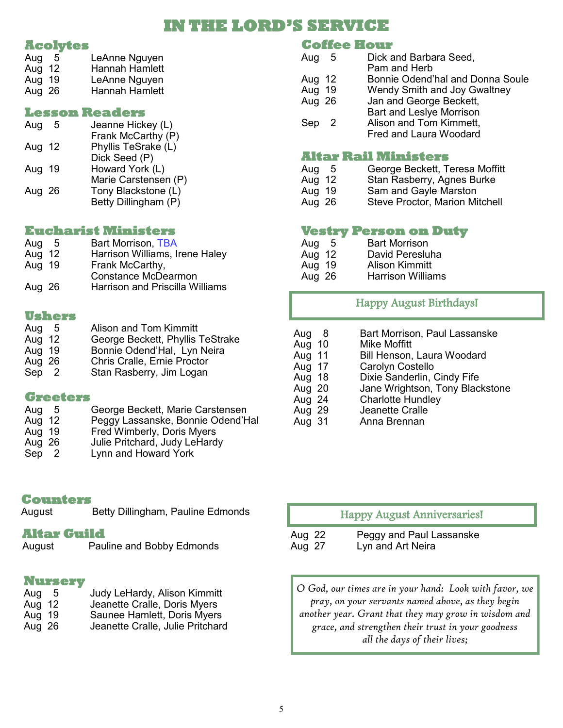# IN THE LORD'S SERVICE

## Acolytes

| | |
|---|---|
| Aug 5 | LeAnne Nguyen |
| Aug 12 | Hannah Hamlett |
| Aug 19 | LeAnne Nguyen |
| Aug 26 | Hannah Hamlett |

## Lesson Readers

| | |
|---|---|
| Aug 5 | Jeanne Hickey (L)<br>Frank McCarthy (P) |
| Aug 12 | Phyllis TeSrake (L)<br>Dick Seed (P) |
| Aug 19 | Howard York (L)<br>Marie Carstensen (P) |
| Aug 26 | Tony Blackstone (L)<br>Betty Dillingham (P) |

## Eucharist Ministers

| | |
|---|---|
| Aug 5 | Bart Morrison, TBA |
| Aug 12 | Harrison Williams, Irene Haley |
| Aug 19 | Frank McCarthy,<br>Constance McDearmon |
| Aug 26 | Harrison and Priscilla Williams |

## Ushers

| | |
|---|---|
| Aug 5 | Alison and Tom Kimmitt |
| Aug 12 | George Beckett, Phyllis TeStrake |
| Aug 19 | Bonnie Odend'Hal, Lyn Neira |
| Aug 26 | Chris Cralle, Ernie Proctor |
| Sep 2 | Stan Rasberry, Jim Logan |

## Greeters

| | |
|---|---|
| Aug 5 | George Beckett, Marie Carstensen |
| Aug 12 | Peggy Lassanske, Bonnie Odend'Hal |
| Aug 19 | Fred Wimberly, Doris Myers |
| Aug 26 | Julie Pritchard, Judy LeHardy |
| Sep 2 | Lynn and Howard York |

## Counters

August — Betty Dillingham, Pauline Edmonds

## Altar Guild

August — Pauline and Bobby Edmonds

## Nursery

| | |
|---|---|
| Aug 5 | Judy LeHardy, Alison Kimmitt |
| Aug 12 | Jeanette Cralle, Doris Myers |
| Aug 19 | Saunee Hamlett, Doris Myers |
| Aug 26 | Jeanette Cralle, Julie Pritchard |

## Coffee Hour

| | |
|---|---|
| Aug 5 | Dick and Barbara Seed,<br>Pam and Herb |
| Aug 12 | Bonnie Odend'hal and Donna Soule |
| Aug 19 | Wendy Smith and Joy Gwaltney |
| Aug 26 | Jan and George Beckett,<br>Bart and Leslye Morrison |
| Sep 2 | Alison and Tom Kimmett,<br>Fred and Laura Woodard |

## Altar Rail Ministers

| | |
|---|---|
| Aug 5 | George Beckett, Teresa Moffitt |
| Aug 12 | Stan Rasberry, Agnes Burke |
| Aug 19 | Sam and Gayle Marston |
| Aug 26 | Steve Proctor, Marion Mitchell |

## Vestry Person on Duty

| | |
|---|---|
| Aug 5 | Bart Morrison |
| Aug 12 | David Peresluha |
| Aug 19 | Alison Kimmitt |
| Aug 26 | Harrison Williams |

## Happy August Birthdays!

| | |
|---|---|
| Aug 8 | Bart Morrison, Paul Lassanske |
| Aug 10 | Mike Moffitt |
| Aug 11 | Bill Henson, Laura Woodard |
| Aug 17 | Carolyn Costello |
| Aug 18 | Dixie Sanderlin, Cindy Fife |
| Aug 20 | Jane Wrightson, Tony Blackstone |
| Aug 24 | Charlotte Hundley |
| Aug 29 | Jeanette Cralle |
| Aug 31 | Anna Brennan |

## Happy August Anniversaries!

| | |
|---|---|
| Aug 22 | Peggy and Paul Lassanske |
| Aug 27 | Lyn and Art Neira |

*O God, our times are in your hand: Look with favor, we pray, on your servants named above, as they begin another year. Grant that they may grow in wisdom and grace, and strengthen their trust in your goodness all the days of their lives;*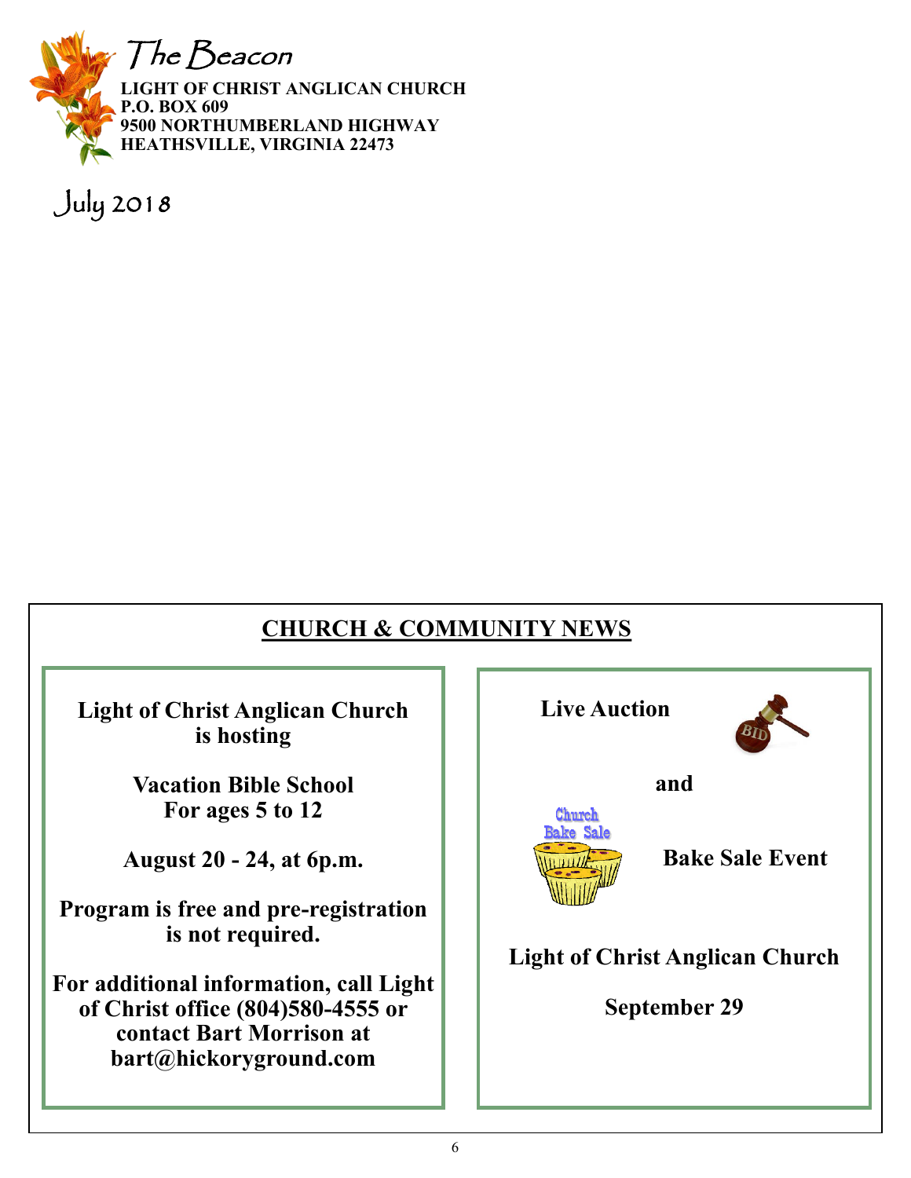# The Beacon

**LIGHT OF CHRIST ANGLICAN CHURCH**
**P.O. BOX 609**
**9500 NORTHUMBERLAND HIGHWAY**
**HEATHSVILLE, VIRGINIA 22473**

July 2018

## CHURCH & COMMUNITY NEWS

**Light of Christ Anglican Church is hosting**

**Vacation Bible School**
**For ages 5 to 12**

**August 20 - 24, at 6p.m.**

**Program is free and pre-registration is not required.**

**For additional information, call Light of Christ office (804)580-4555 or contact Bart Morrison at bart@hickoryground.com**

**Live Auction**

**and**

Church Bake Sale

**Bake Sale Event**

**Light of Christ Anglican Church**

**September 29**